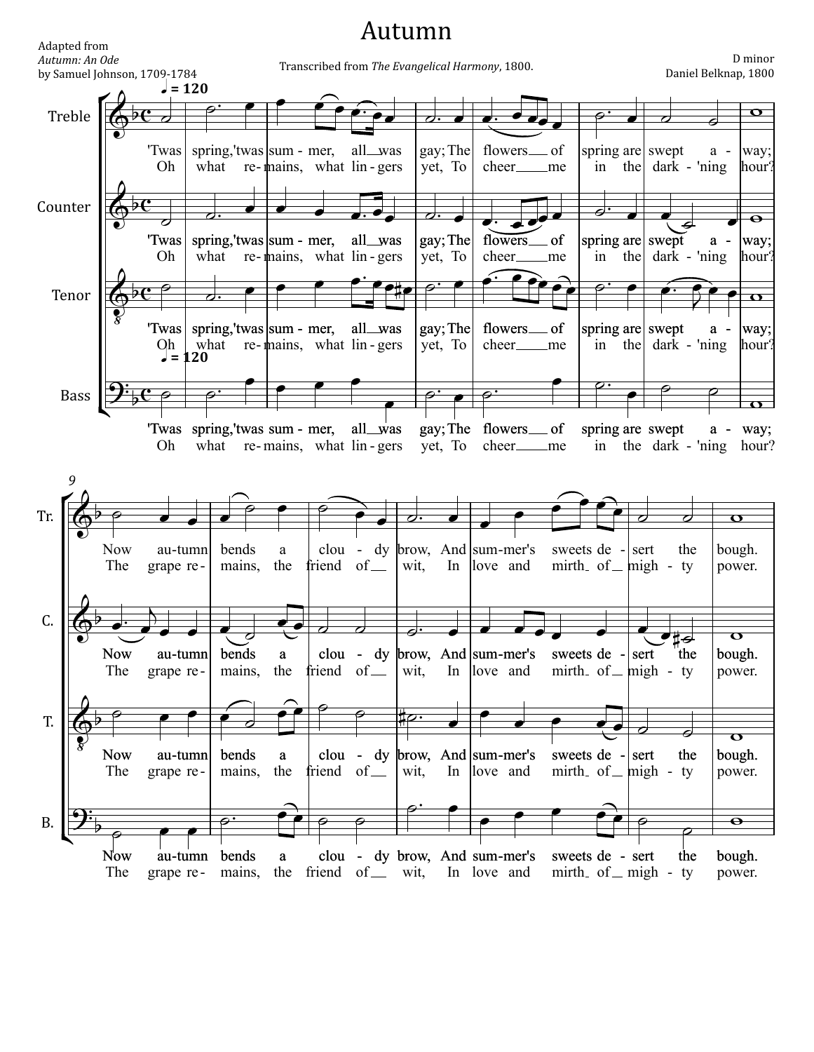# Autumn

Adapted from
*Autumn: An Ode*
by Samuel Johnson, 1709-1784

Transcribed from *The Evangelical Harmony*, 1800.

D minor
Daniel Belknap, 1800

♩ = 120

Treble / Counter / Tenor / Bass

'Twas spring, 'twas sum - mer, all was gay; The flowers of spring are swept a - way;
Oh what re- mains, what lin - gers yet, To cheer me in the dark - 'ning hour?

Now au-tumn bends a clou - dy brow, And sum-mer's sweets de - sert the bough.
The grape re- mains, the friend of wit, In love and mirth of migh - ty power.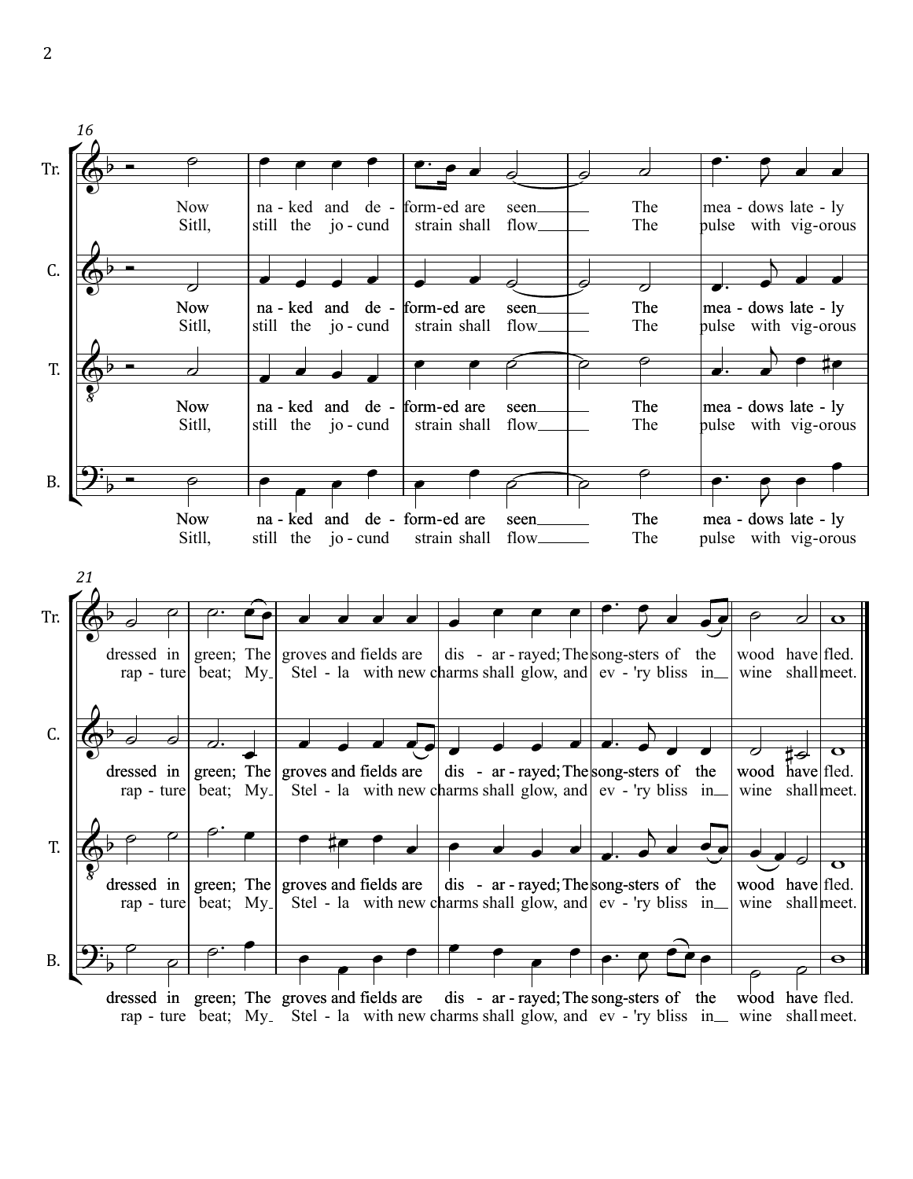16

Tr. / C. / T. / B.

Now na - ked and de - form-ed are seen The mea - dows late - ly

Sitll, still the jo - cund strain shall flow The pulse with vig-orous

21

Tr. / C. / T. / B.

dressed in green; The groves and fields are dis - ar - rayed; The song-sters of the wood have fled.

rap - ture beat; My Stel - la with new charms shall glow, and ev - 'ry bliss in wine shall meet.